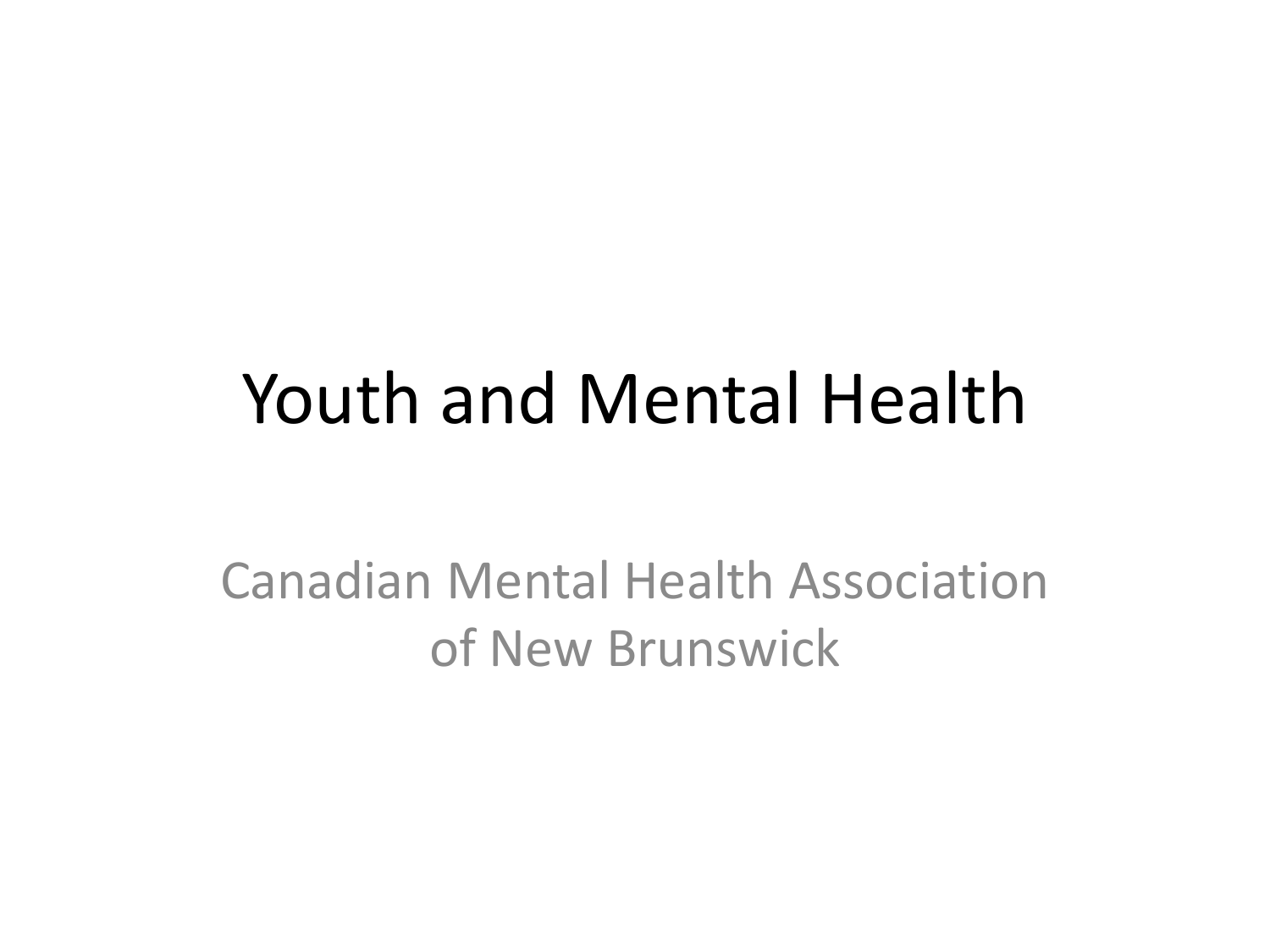# Youth and Mental Health

Canadian Mental Health Association of New Brunswick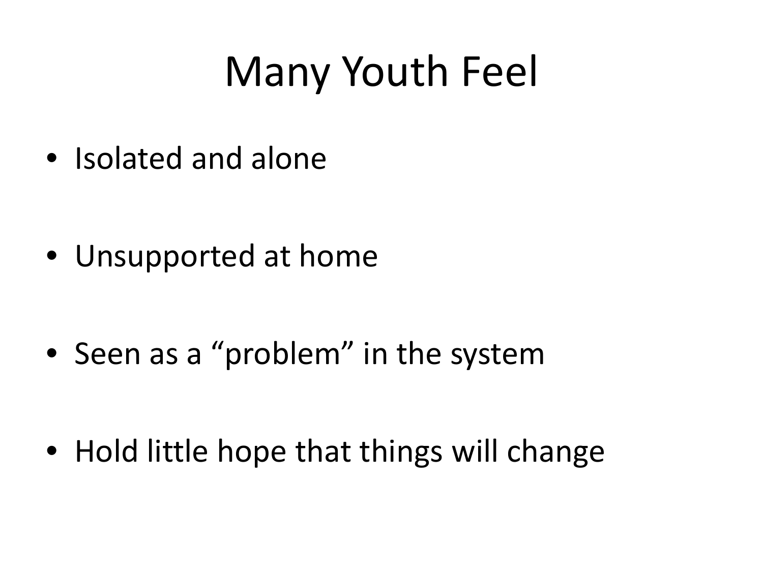# Many Youth Feel

- Isolated and alone
- Unsupported at home
- Seen as a “problem” in the system
- Hold little hope that things will change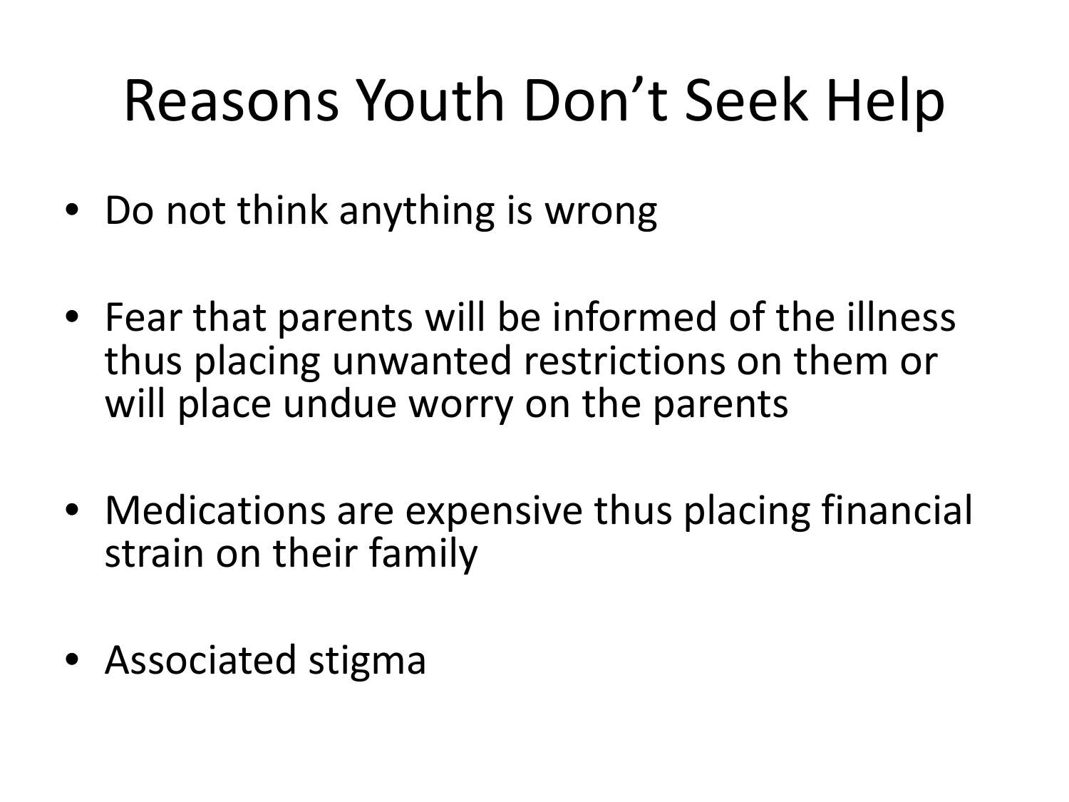# Reasons Youth Don't Seek Help

- Do not think anything is wrong
- Fear that parents will be informed of the illness thus placing unwanted restrictions on them or will place undue worry on the parents
- Medications are expensive thus placing financial strain on their family
- Associated stigma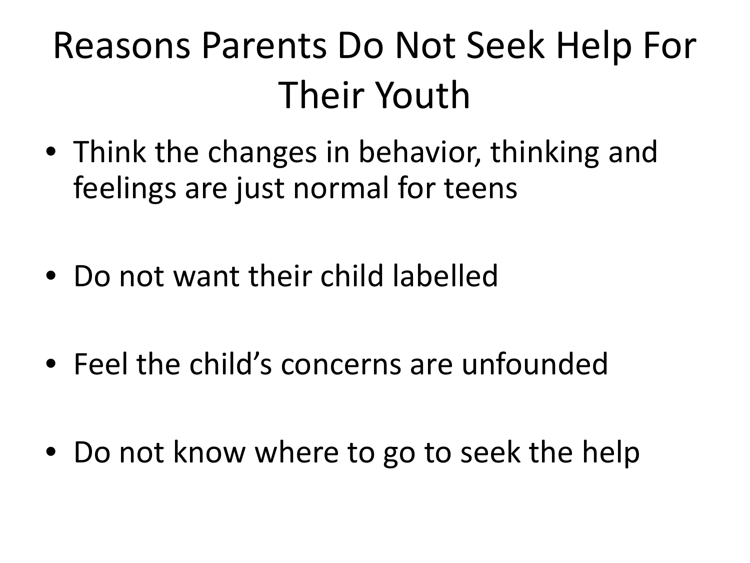# Reasons Parents Do Not Seek Help For Their Youth

- Think the changes in behavior, thinking and feelings are just normal for teens
- Do not want their child labelled
- Feel the child's concerns are unfounded
- Do not know where to go to seek the help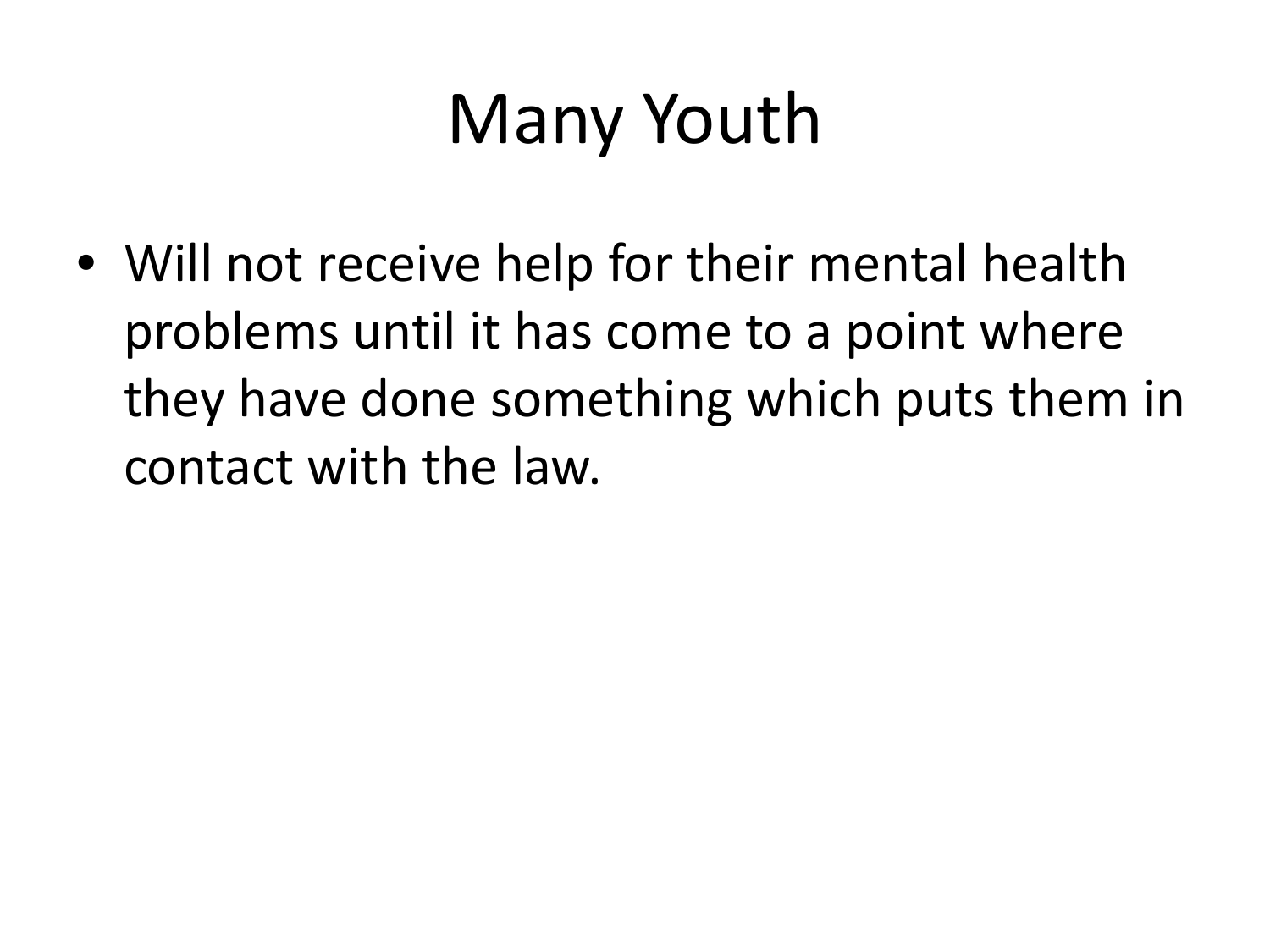# Many Youth

- Will not receive help for their mental health problems until it has come to a point where they have done something which puts them in contact with the law.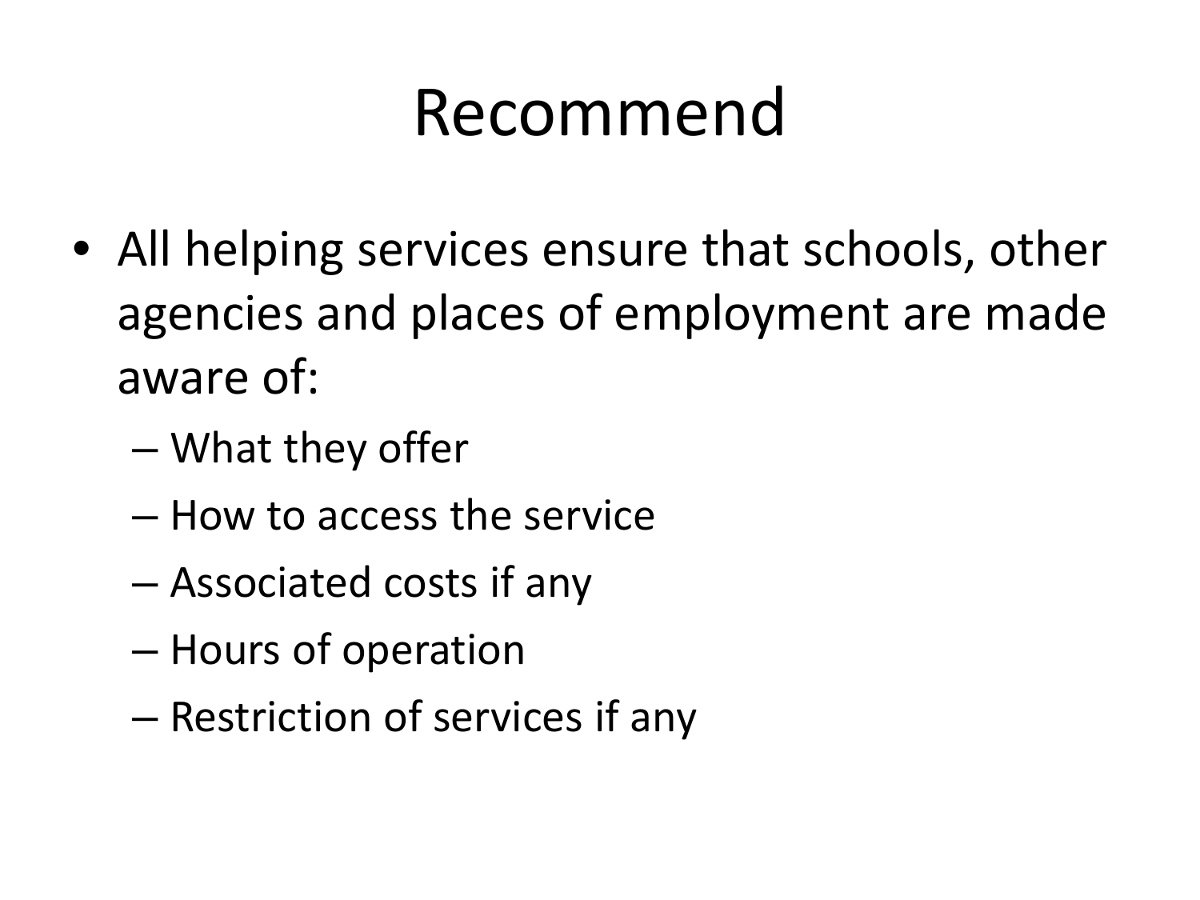# Recommend

- All helping services ensure that schools, other agencies and places of employment are made aware of:
  - What they offer
  - How to access the service
  - Associated costs if any
  - Hours of operation
  - Restriction of services if any